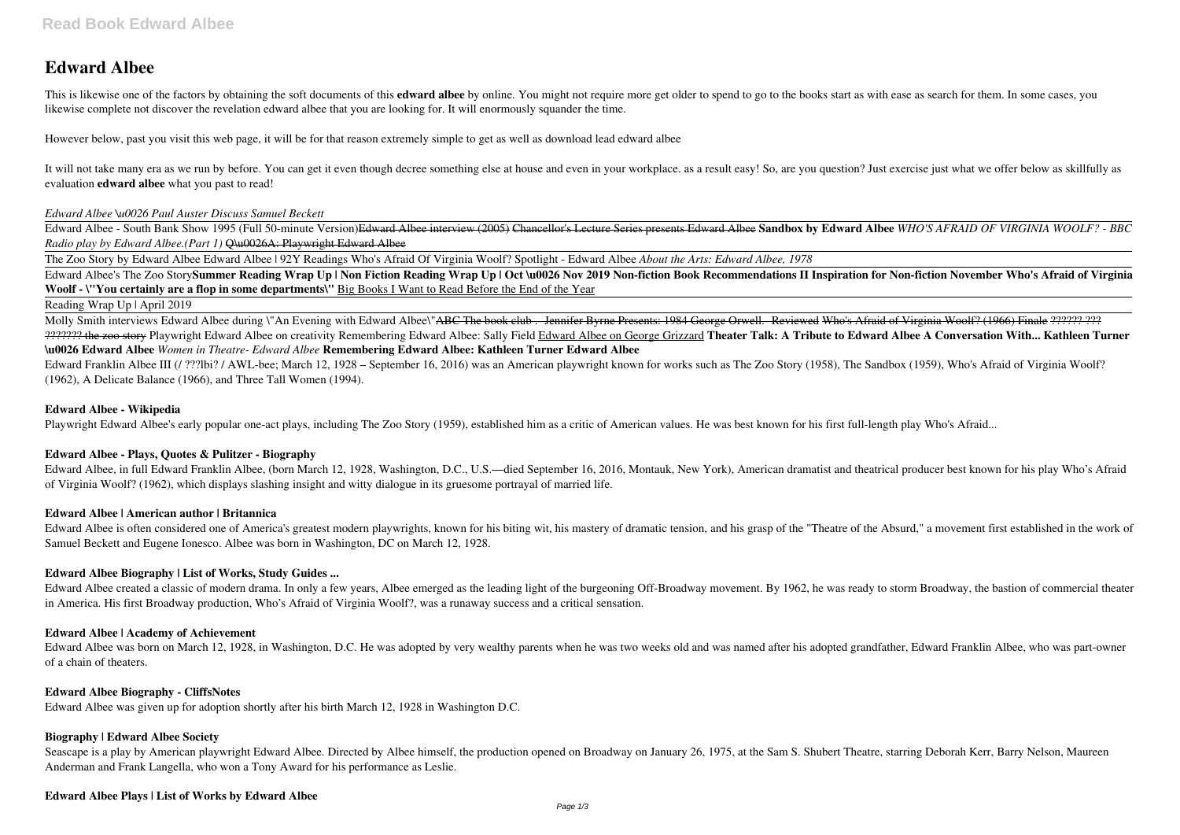# Edward Albee

This is likewise one of the factors by obtaining the soft documents of this **edward albee** by online. You might not require more get older to spend to go to the books start as with ease as search for them. In some cases, you likewise complete not discover the revelation edward albee that you are looking for. It will enormously squander the time.

However below, past you visit this web page, it will be for that reason extremely simple to get as well as download lead edward albee

It will not take many era as we run by before. You can get it even though decree something else at house and even in your workplace. as a result easy! So, are you question? Just exercise just what we offer below as skillfully as evaluation **edward albee** what you past to read!

*Edward Albee \u0026 Paul Auster Discuss Samuel Beckett*

Edward Albee - South Bank Show 1995 (Full 50-minute Version)~~Edward Albee interview (2005)~~ ~~Chancellor's Lecture Series presents Edward Albee~~ **Sandbox by Edward Albee** *WHO'S AFRAID OF VIRGINIA WOOLF? - BBC Radio play by Edward Albee.(Part 1)* ~~Q\u0026A: Playwright Edward Albee~~

The Zoo Story by Edward Albee Edward Albee | 92Y Readings Who's Afraid Of Virginia Woolf? Spotlight - Edward Albee *About the Arts: Edward Albee, 1978*

Edward Albee's The Zoo Story**Summer Reading Wrap Up | Non Fiction Reading Wrap Up | Oct \u0026 Nov 2019 Non-fiction Book Recommendations II Inspiration for Non-fiction November Who's Afraid of Virginia Woolf - \"You certainly are a flop in some departments\"** Big Books I Want to Read Before the End of the Year

Reading Wrap Up | April 2019

Molly Smith interviews Edward Albee during \"An Evening with Edward Albee\"~~ABC The book club . Jennifer Byrne Presents: 1984 George Orwell. Reviewed Who's Afraid of Virginia Woolf? (1966) Finale ?????? ??? ??????? the zoo story~~ Playwright Edward Albee on creativity Remembering Edward Albee: Sally Field Edward Albee on George Grizzard **Theater Talk: A Tribute to Edward Albee A Conversation With... Kathleen Turner \u0026 Edward Albee** *Women in Theatre- Edward Albee* **Remembering Edward Albee: Kathleen Turner Edward Albee**

Edward Franklin Albee III (/ ???lbi? / AWL-bee; March 12, 1928 – September 16, 2016) was an American playwright known for works such as The Zoo Story (1958), The Sandbox (1959), Who's Afraid of Virginia Woolf? (1962), A Delicate Balance (1966), and Three Tall Women (1994).

**Edward Albee - Wikipedia**

Playwright Edward Albee's early popular one-act plays, including The Zoo Story (1959), established him as a critic of American values. He was best known for his first full-length play Who's Afraid...

**Edward Albee - Plays, Quotes & Pulitzer - Biography**

Edward Albee, in full Edward Franklin Albee, (born March 12, 1928, Washington, D.C., U.S.—died September 16, 2016, Montauk, New York), American dramatist and theatrical producer best known for his play Who's Afraid of Virginia Woolf? (1962), which displays slashing insight and witty dialogue in its gruesome portrayal of married life.

**Edward Albee | American author | Britannica**

Edward Albee is often considered one of America's greatest modern playwrights, known for his biting wit, his mastery of dramatic tension, and his grasp of the "Theatre of the Absurd," a movement first established in the work of Samuel Beckett and Eugene Ionesco. Albee was born in Washington, DC on March 12, 1928.

**Edward Albee Biography | List of Works, Study Guides ...**

Edward Albee created a classic of modern drama. In only a few years, Albee emerged as the leading light of the burgeoning Off-Broadway movement. By 1962, he was ready to storm Broadway, the bastion of commercial theater in America. His first Broadway production, Who's Afraid of Virginia Woolf?, was a runaway success and a critical sensation.

**Edward Albee | Academy of Achievement**

Edward Albee was born on March 12, 1928, in Washington, D.C. He was adopted by very wealthy parents when he was two weeks old and was named after his adopted grandfather, Edward Franklin Albee, who was part-owner of a chain of theaters.

**Edward Albee Biography - CliffsNotes**

Edward Albee was given up for adoption shortly after his birth March 12, 1928 in Washington D.C.

**Biography | Edward Albee Society**

Seascape is a play by American playwright Edward Albee. Directed by Albee himself, the production opened on Broadway on January 26, 1975, at the Sam S. Shubert Theatre, starring Deborah Kerr, Barry Nelson, Maureen Anderman and Frank Langella, who won a Tony Award for his performance as Leslie.

**Edward Albee Plays | List of Works by Edward Albee**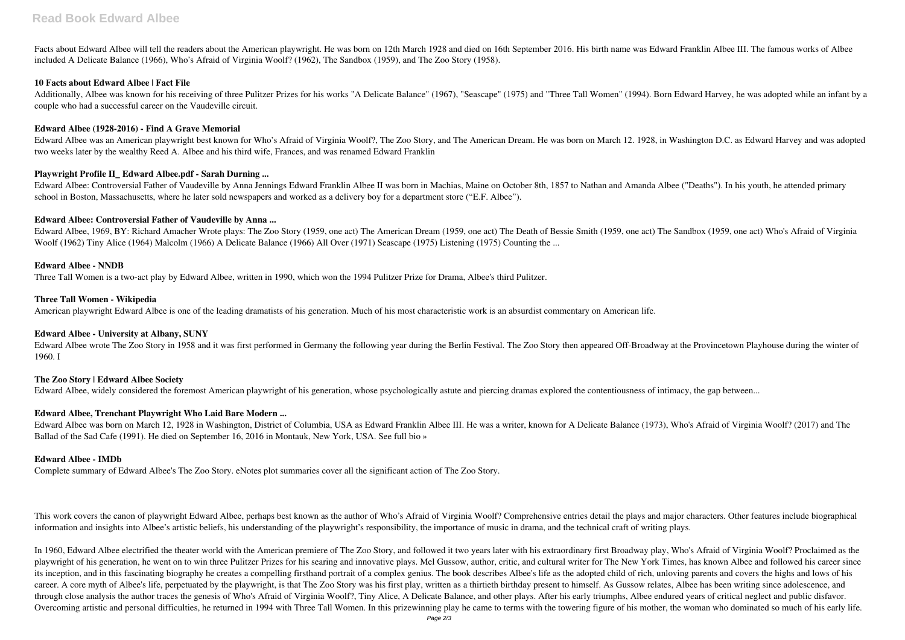Facts about Edward Albee will tell the readers about the American playwright. He was born on 12th March 1928 and died on 16th September 2016. His birth name was Edward Franklin Albee III. The famous works of Albee included A Delicate Balance (1966), Who's Afraid of Virginia Woolf? (1962), The Sandbox (1959), and The Zoo Story (1958).

**10 Facts about Edward Albee | Fact File**

Additionally, Albee was known for his receiving of three Pulitzer Prizes for his works "A Delicate Balance" (1967), "Seascape" (1975) and "Three Tall Women" (1994). Born Edward Harvey, he was adopted while an infant by a couple who had a successful career on the Vaudeville circuit.

**Edward Albee (1928-2016) - Find A Grave Memorial**

Edward Albee was an American playwright best known for Who's Afraid of Virginia Woolf?, The Zoo Story, and The American Dream. He was born on March 12. 1928, in Washington D.C. as Edward Harvey and was adopted two weeks later by the wealthy Reed A. Albee and his third wife, Frances, and was renamed Edward Franklin

**Playwright Profile II_ Edward Albee.pdf - Sarah Durning ...**

Edward Albee: Controversial Father of Vaudeville by Anna Jennings Edward Franklin Albee II was born in Machias, Maine on October 8th, 1857 to Nathan and Amanda Albee ("Deaths"). In his youth, he attended primary school in Boston, Massachusetts, where he later sold newspapers and worked as a delivery boy for a department store ("E.F. Albee").

**Edward Albee: Controversial Father of Vaudeville by Anna ...**

Edward Albee, 1969, BY: Richard Amacher Wrote plays: The Zoo Story (1959, one act) The American Dream (1959, one act) The Death of Bessie Smith (1959, one act) The Sandbox (1959, one act) Who's Afraid of Virginia Woolf (1962) Tiny Alice (1964) Malcolm (1966) A Delicate Balance (1966) All Over (1971) Seascape (1975) Listening (1975) Counting the ...

**Edward Albee - NNDB**

Three Tall Women is a two-act play by Edward Albee, written in 1990, which won the 1994 Pulitzer Prize for Drama, Albee's third Pulitzer.

**Three Tall Women - Wikipedia**

American playwright Edward Albee is one of the leading dramatists of his generation. Much of his most characteristic work is an absurdist commentary on American life.

**Edward Albee - University at Albany, SUNY**

Edward Albee wrote The Zoo Story in 1958 and it was first performed in Germany the following year during the Berlin Festival. The Zoo Story then appeared Off-Broadway at the Provincetown Playhouse during the winter of 1960. I

**The Zoo Story | Edward Albee Society**

Edward Albee, widely considered the foremost American playwright of his generation, whose psychologically astute and piercing dramas explored the contentiousness of intimacy, the gap between...

**Edward Albee, Trenchant Playwright Who Laid Bare Modern ...**

Edward Albee was born on March 12, 1928 in Washington, District of Columbia, USA as Edward Franklin Albee III. He was a writer, known for A Delicate Balance (1973), Who's Afraid of Virginia Woolf? (2017) and The Ballad of the Sad Cafe (1991). He died on September 16, 2016 in Montauk, New York, USA. See full bio »

**Edward Albee - IMDb**

Complete summary of Edward Albee's The Zoo Story. eNotes plot summaries cover all the significant action of The Zoo Story.

This work covers the canon of playwright Edward Albee, perhaps best known as the author of Who's Afraid of Virginia Woolf? Comprehensive entries detail the plays and major characters. Other features include biographical information and insights into Albee's artistic beliefs, his understanding of the playwright's responsibility, the importance of music in drama, and the technical craft of writing plays.

In 1960, Edward Albee electrified the theater world with the American premiere of The Zoo Story, and followed it two years later with his extraordinary first Broadway play, Who's Afraid of Virginia Woolf? Proclaimed as the playwright of his generation, he went on to win three Pulitzer Prizes for his searing and innovative plays. Mel Gussow, author, critic, and cultural writer for The New York Times, has known Albee and followed his career since its inception, and in this fascinating biography he creates a compelling firsthand portrait of a complex genius. The book describes Albee's life as the adopted child of rich, unloving parents and covers the highs and lows of his career. A core myth of Albee's life, perpetuated by the playwright, is that The Zoo Story was his first play, written as a thirtieth birthday present to himself. As Gussow relates, Albee has been writing since adolescence, and through close analysis the author traces the genesis of Who's Afraid of Virginia Woolf?, Tiny Alice, A Delicate Balance, and other plays. After his early triumphs, Albee endured years of critical neglect and public disfavor. Overcoming artistic and personal difficulties, he returned in 1994 with Three Tall Women. In this prizewinning play he came to terms with the towering figure of his mother, the woman who dominated so much of his early life.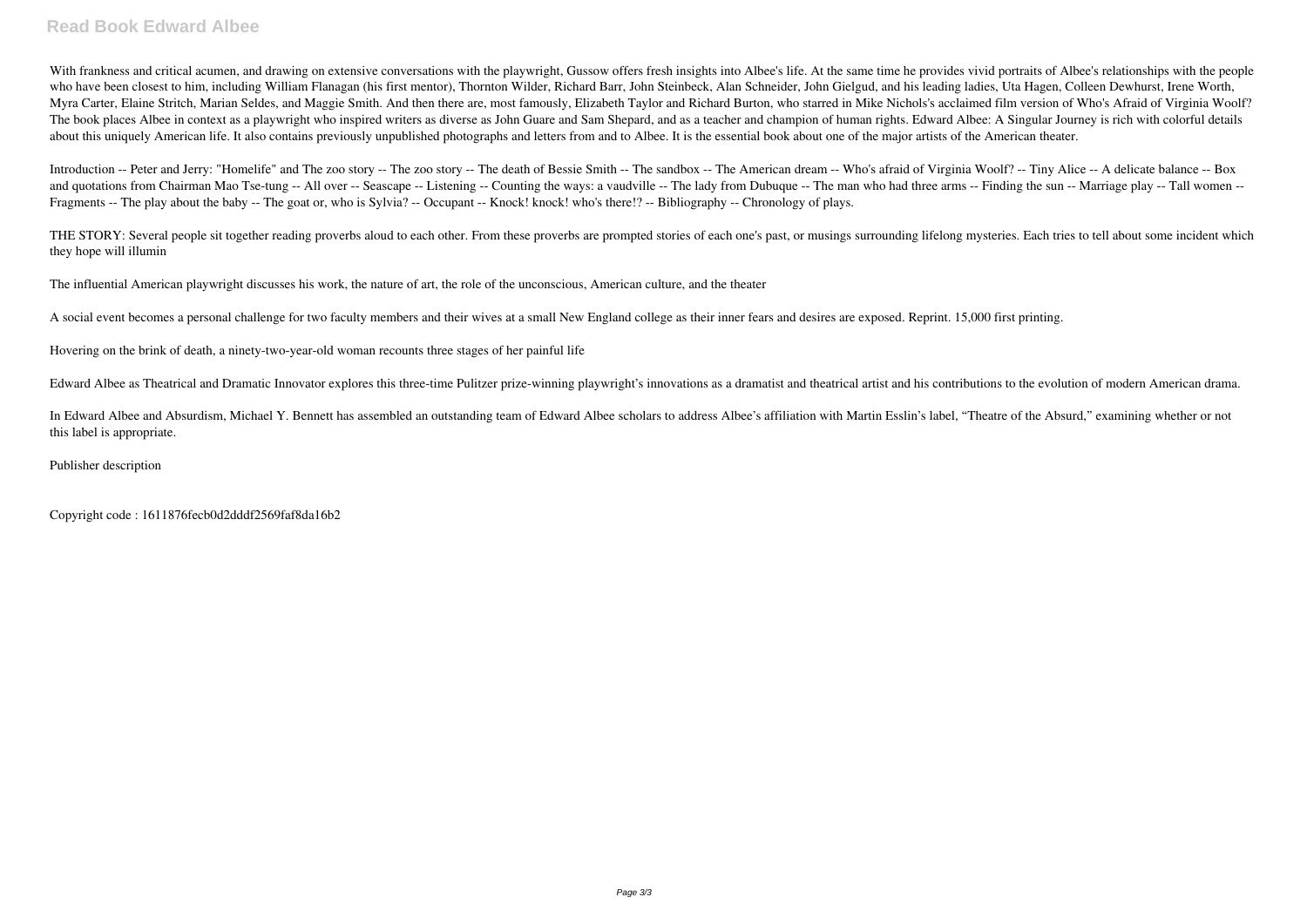With frankness and critical acumen, and drawing on extensive conversations with the playwright, Gussow offers fresh insights into Albee's life. At the same time he provides vivid portraits of Albee's relationships with the people who have been closest to him, including William Flanagan (his first mentor), Thornton Wilder, Richard Barr, John Steinbeck, Alan Schneider, John Gielgud, and his leading ladies, Uta Hagen, Colleen Dewhurst, Irene Worth, Myra Carter, Elaine Stritch, Marian Seldes, and Maggie Smith. And then there are, most famously, Elizabeth Taylor and Richard Burton, who starred in Mike Nichols's acclaimed film version of Who's Afraid of Virginia Woolf? The book places Albee in context as a playwright who inspired writers as diverse as John Guare and Sam Shepard, and as a teacher and champion of human rights. Edward Albee: A Singular Journey is rich with colorful details about this uniquely American life. It also contains previously unpublished photographs and letters from and to Albee. It is the essential book about one of the major artists of the American theater.

Introduction -- Peter and Jerry: "Homelife" and The zoo story -- The zoo story -- The death of Bessie Smith -- The sandbox -- The American dream -- Who's afraid of Virginia Woolf? -- Tiny Alice -- A delicate balance -- Box and quotations from Chairman Mao Tse-tung -- All over -- Seascape -- Listening -- Counting the ways: a vaudville -- The lady from Dubuque -- The man who had three arms -- Finding the sun -- Marriage play -- Tall women -- Fragments -- The play about the baby -- The goat or, who is Sylvia? -- Occupant -- Knock! knock! who's there!? -- Bibliography -- Chronology of plays.

THE STORY: Several people sit together reading proverbs aloud to each other. From these proverbs are prompted stories of each one's past, or musings surrounding lifelong mysteries. Each tries to tell about some incident which they hope will illumin

The influential American playwright discusses his work, the nature of art, the role of the unconscious, American culture, and the theater

A social event becomes a personal challenge for two faculty members and their wives at a small New England college as their inner fears and desires are exposed. Reprint. 15,000 first printing.

Hovering on the brink of death, a ninety-two-year-old woman recounts three stages of her painful life

Edward Albee as Theatrical and Dramatic Innovator explores this three-time Pulitzer prize-winning playwright's innovations as a dramatist and theatrical artist and his contributions to the evolution of modern American drama.

In Edward Albee and Absurdism, Michael Y. Bennett has assembled an outstanding team of Edward Albee scholars to address Albee's affiliation with Martin Esslin's label, "Theatre of the Absurd," examining whether or not this label is appropriate.

Publisher description

Copyright code : 1611876fecb0d2dddf2569faf8da16b2